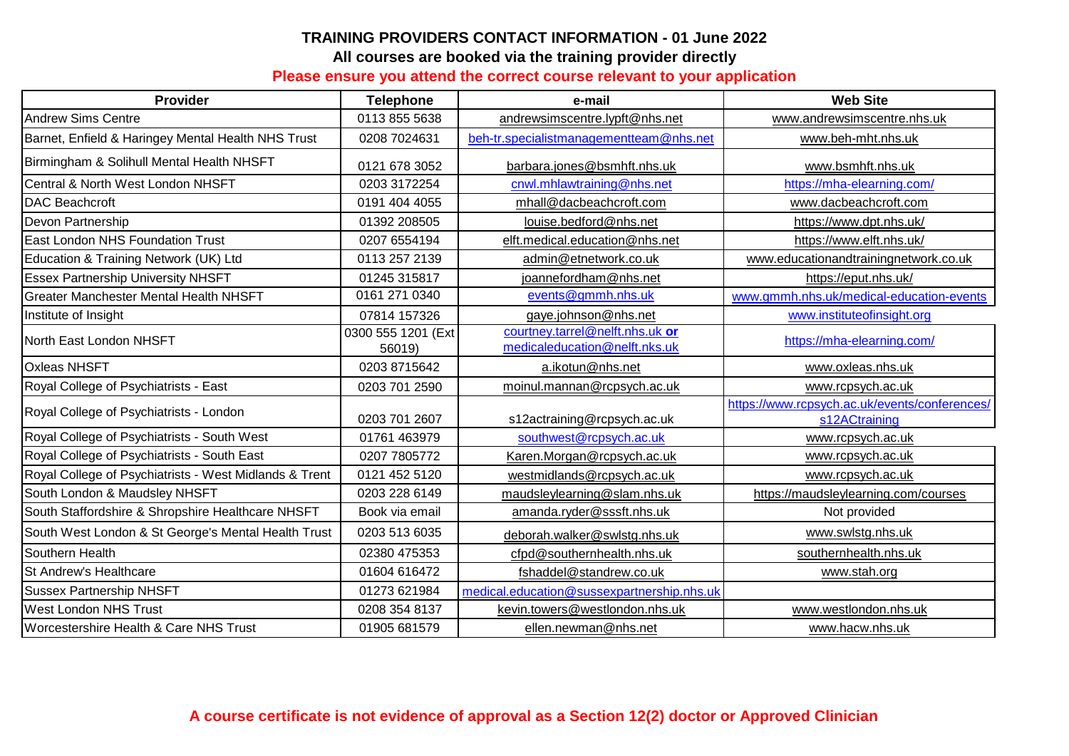# TRAINING PROVIDERS CONTACT INFORMATION - 01 June 2022

**All courses are booked via the training provider directly**

**Please ensure you attend the correct course relevant to your application**

| Provider | Telephone | e-mail | Web Site |
|---|---|---|---|
| Andrew Sims Centre | 0113 855 5638 | andrewsimscentre.lypft@nhs.net | www.andrewsimscentre.nhs.uk |
| Barnet, Enfield & Haringey Mental Health NHS Trust | 0208 7024631 | beh-tr.specialistmanagementteam@nhs.net | www.beh-mht.nhs.uk |
| Birmingham & Solihull Mental Health NHSFT | 0121 678 3052 | barbara.jones@bsmhft.nhs.uk | www.bsmhft.nhs.uk |
| Central & North West London NHSFT | 0203 3172254 | cnwl.mhlawtraining@nhs.net | https://mha-elearning.com/ |
| DAC Beachcroft | 0191 404 4055 | mhall@dacbeachcroft.com | www.dacbeachcroft.com |
| Devon Partnership | 01392 208505 | louise.bedford@nhs.net | https://www.dpt.nhs.uk/ |
| East London NHS Foundation Trust | 0207 6554194 | elft.medical.education@nhs.net | https://www.elft.nhs.uk/ |
| Education & Training Network (UK) Ltd | 0113 257 2139 | admin@etnetwork.co.uk | www.educationandtrainingnetwork.co.uk |
| Essex Partnership University NHSFT | 01245 315817 | joannefordham@nhs.net | https://eput.nhs.uk/ |
| Greater Manchester Mental Health NHSFT | 0161 271 0340 | events@gmmh.nhs.uk | www.gmmh.nhs.uk/medical-education-events |
| Institute of Insight | 07814 157326 | gaye.johnson@nhs.net | www.instituteofinsight.org |
| North East London NHSFT | 0300 555 1201 (Ext 56019) | courtney.tarrel@nelft.nhs.uk **or** medicaleducation@nelft.nks.uk | https://mha-elearning.com/ |
| Oxleas NHSFT | 0203 8715642 | a.ikotun@nhs.net | www.oxleas.nhs.uk |
| Royal College of Psychiatrists - East | 0203 701 2590 | moinul.mannan@rcpsych.ac.uk | www.rcpsych.ac.uk |
| Royal College of Psychiatrists - London | 0203 701 2607 | s12actraining@rcpsych.ac.uk | https://www.rcpsych.ac.uk/events/conferences/s12ACtraining |
| Royal College of Psychiatrists - South West | 01761 463979 | southwest@rcpsych.ac.uk | www.rcpsych.ac.uk |
| Royal College of Psychiatrists - South East | 0207 7805772 | Karen.Morgan@rcpsych.ac.uk | www.rcpsych.ac.uk |
| Royal College of Psychiatrists - West Midlands & Trent | 0121 452 5120 | westmidlands@rcpsych.ac.uk | www.rcpsych.ac.uk |
| South London & Maudsley NHSFT | 0203 228 6149 | maudsleylearning@slam.nhs.uk | https://maudsleylearning.com/courses |
| South Staffordshire & Shropshire Healthcare NHSFT | Book via email | amanda.ryder@sssft.nhs.uk | Not provided |
| South West London & St George's Mental Health Trust | 0203 513 6035 | deborah.walker@swlstg.nhs.uk | www.swlstg.nhs.uk |
| Southern Health | 02380 475353 | cfpd@southernhealth.nhs.uk | southernhealth.nhs.uk |
| St Andrew's Healthcare | 01604 616472 | fshaddel@standrew.co.uk | www.stah.org |
| Sussex Partnership NHSFT | 01273 621984 | medical.education@sussexpartnership.nhs.uk | |
| West London NHS Trust | 0208 354 8137 | kevin.towers@westlondon.nhs.uk | www.westlondon.nhs.uk |
| Worcestershire Health & Care NHS Trust | 01905 681579 | ellen.newman@nhs.net | www.hacw.nhs.uk |

**A course certificate is not evidence of approval as a Section 12(2) doctor or Approved Clinician**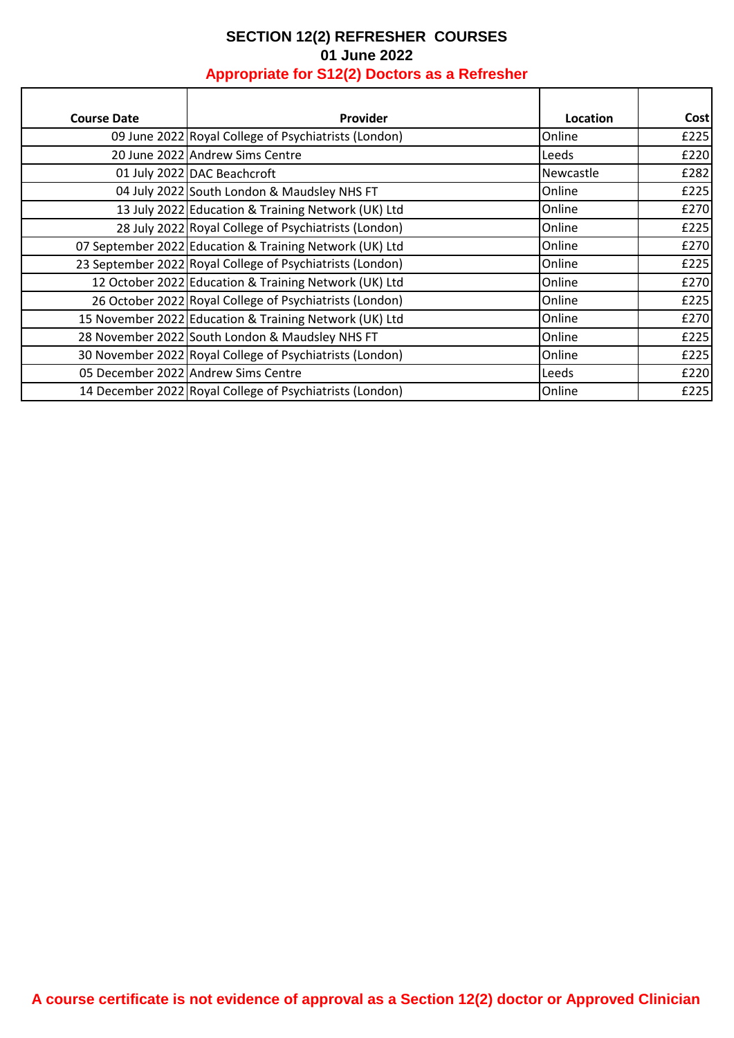## SECTION 12(2) REFRESHER COURSES

**01 June 2022**

**Appropriate for S12(2) Doctors as a Refresher**

| Course Date | Provider | Location | Cost |
|---|---|---|---|
| 09 June 2022 | Royal College of Psychiatrists (London) | Online | £225 |
| 20 June 2022 | Andrew Sims Centre | Leeds | £220 |
| 01 July 2022 | DAC Beachcroft | Newcastle | £282 |
| 04 July 2022 | South London & Maudsley NHS FT | Online | £225 |
| 13 July 2022 | Education & Training Network (UK) Ltd | Online | £270 |
| 28 July 2022 | Royal College of Psychiatrists (London) | Online | £225 |
| 07 September 2022 | Education & Training Network (UK) Ltd | Online | £270 |
| 23 September 2022 | Royal College of Psychiatrists (London) | Online | £225 |
| 12 October 2022 | Education & Training Network (UK) Ltd | Online | £270 |
| 26 October 2022 | Royal College of Psychiatrists (London) | Online | £225 |
| 15 November 2022 | Education & Training Network (UK) Ltd | Online | £270 |
| 28 November 2022 | South London & Maudsley NHS FT | Online | £225 |
| 30 November 2022 | Royal College of Psychiatrists (London) | Online | £225 |
| 05 December 2022 | Andrew Sims Centre | Leeds | £220 |
| 14 December 2022 | Royal College of Psychiatrists (London) | Online | £225 |

**A course certificate is not evidence of approval as a Section 12(2) doctor or Approved Clinician**